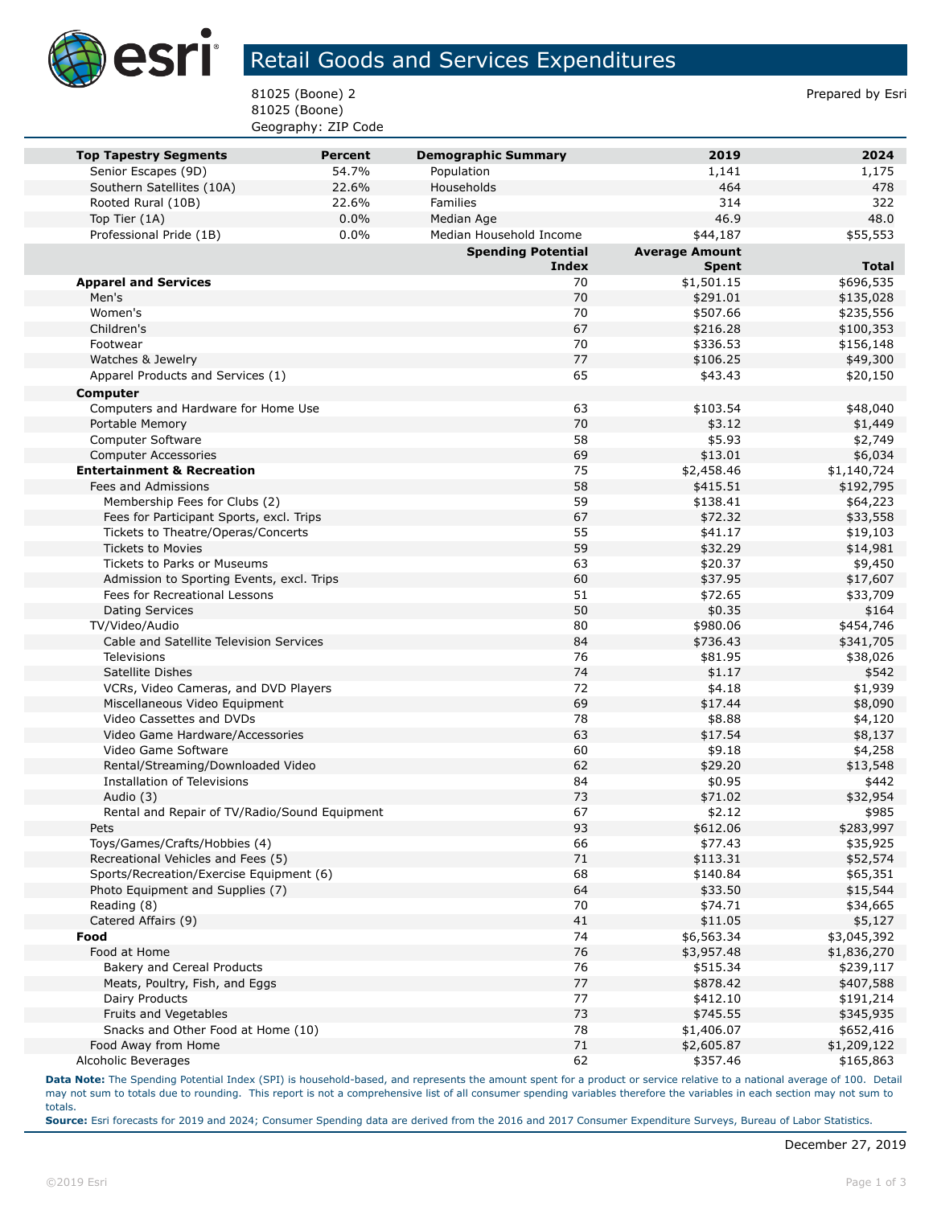# Retail Goods and Services Expenditures

81025 (Boone) 2
81025 (Boone)
Geography: ZIP Code

Prepared by Esri

| Top Tapestry Segments | Percent | Demographic Summary | 2019 | 2024 |
|---|---|---|---|---|
| Senior Escapes (9D) | 54.7% | Population | 1,141 | 1,175 |
| Southern Satellites (10A) | 22.6% | Households | 464 | 478 |
| Rooted Rural (10B) | 22.6% | Families | 314 | 322 |
| Top Tier (1A) | 0.0% | Median Age | 46.9 | 48.0 |
| Professional Pride (1B) | 0.0% | Median Household Income | $44,187 | $55,553 |

| | Spending Potential Index | Average Amount Spent | Total |
|---|---|---|---|
| **Apparel and Services** | 70 | $1,501.15 | $696,535 |
| Men's | 70 | $291.01 | $135,028 |
| Women's | 70 | $507.66 | $235,556 |
| Children's | 67 | $216.28 | $100,353 |
| Footwear | 70 | $336.53 | $156,148 |
| Watches & Jewelry | 77 | $106.25 | $49,300 |
| Apparel Products and Services (1) | 65 | $43.43 | $20,150 |
| **Computer** | | | |
| Computers and Hardware for Home Use | 63 | $103.54 | $48,040 |
| Portable Memory | 70 | $3.12 | $1,449 |
| Computer Software | 58 | $5.93 | $2,749 |
| Computer Accessories | 69 | $13.01 | $6,034 |
| **Entertainment & Recreation** | 75 | $2,458.46 | $1,140,724 |
| Fees and Admissions | 58 | $415.51 | $192,795 |
| Membership Fees for Clubs (2) | 59 | $138.41 | $64,223 |
| Fees for Participant Sports, excl. Trips | 67 | $72.32 | $33,558 |
| Tickets to Theatre/Operas/Concerts | 55 | $41.17 | $19,103 |
| Tickets to Movies | 59 | $32.29 | $14,981 |
| Tickets to Parks or Museums | 63 | $20.37 | $9,450 |
| Admission to Sporting Events, excl. Trips | 60 | $37.95 | $17,607 |
| Fees for Recreational Lessons | 51 | $72.65 | $33,709 |
| Dating Services | 50 | $0.35 | $164 |
| TV/Video/Audio | 80 | $980.06 | $454,746 |
| Cable and Satellite Television Services | 84 | $736.43 | $341,705 |
| Televisions | 76 | $81.95 | $38,026 |
| Satellite Dishes | 74 | $1.17 | $542 |
| VCRs, Video Cameras, and DVD Players | 72 | $4.18 | $1,939 |
| Miscellaneous Video Equipment | 69 | $17.44 | $8,090 |
| Video Cassettes and DVDs | 78 | $8.88 | $4,120 |
| Video Game Hardware/Accessories | 63 | $17.54 | $8,137 |
| Video Game Software | 60 | $9.18 | $4,258 |
| Rental/Streaming/Downloaded Video | 62 | $29.20 | $13,548 |
| Installation of Televisions | 84 | $0.95 | $442 |
| Audio (3) | 73 | $71.02 | $32,954 |
| Rental and Repair of TV/Radio/Sound Equipment | 67 | $2.12 | $985 |
| Pets | 93 | $612.06 | $283,997 |
| Toys/Games/Crafts/Hobbies (4) | 66 | $77.43 | $35,925 |
| Recreational Vehicles and Fees (5) | 71 | $113.31 | $52,574 |
| Sports/Recreation/Exercise Equipment (6) | 68 | $140.84 | $65,351 |
| Photo Equipment and Supplies (7) | 64 | $33.50 | $15,544 |
| Reading (8) | 70 | $74.71 | $34,665 |
| Catered Affairs (9) | 41 | $11.05 | $5,127 |
| **Food** | 74 | $6,563.34 | $3,045,392 |
| Food at Home | 76 | $3,957.48 | $1,836,270 |
| Bakery and Cereal Products | 76 | $515.34 | $239,117 |
| Meats, Poultry, Fish, and Eggs | 77 | $878.42 | $407,588 |
| Dairy Products | 77 | $412.10 | $191,214 |
| Fruits and Vegetables | 73 | $745.55 | $345,935 |
| Snacks and Other Food at Home (10) | 78 | $1,406.07 | $652,416 |
| Food Away from Home | 71 | $2,605.87 | $1,209,122 |
| Alcoholic Beverages | 62 | $357.46 | $165,863 |

**Data Note:** The Spending Potential Index (SPI) is household-based, and represents the amount spent for a product or service relative to a national average of 100. Detail may not sum to totals due to rounding. This report is not a comprehensive list of all consumer spending variables therefore the variables in each section may not sum to totals.
**Source:** Esri forecasts for 2019 and 2024; Consumer Spending data are derived from the 2016 and 2017 Consumer Expenditure Surveys, Bureau of Labor Statistics.

December 27, 2019

©2019 Esri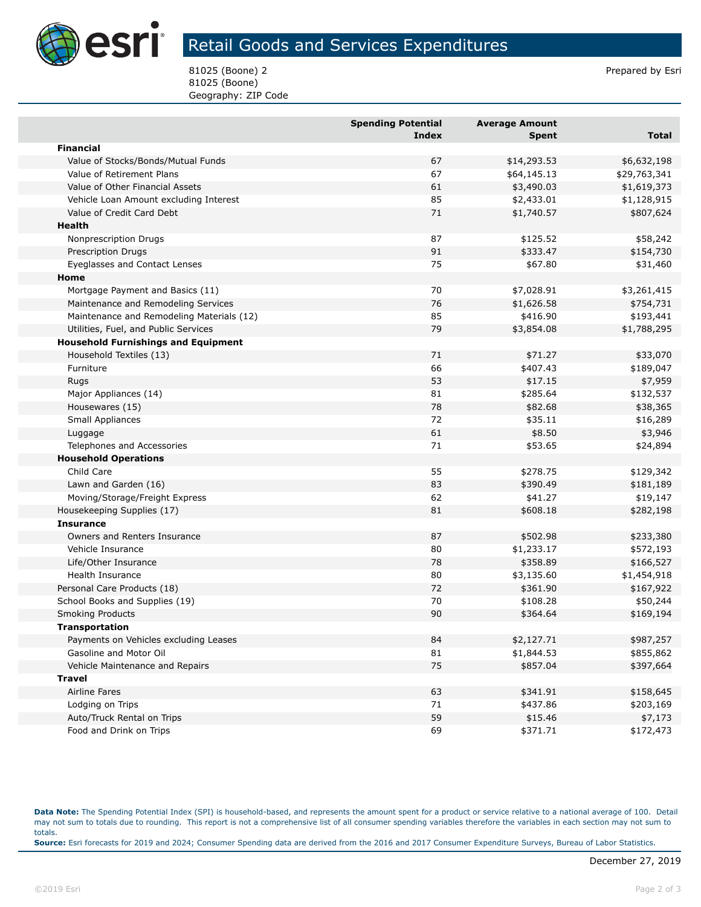# Retail Goods and Services Expenditures

81025 (Boone) 2
81025 (Boone)
Geography: ZIP Code

Prepared by Esri

| | Spending Potential Index | Average Amount Spent | Total |
|---|---|---|---|
| **Financial** | | | |
| Value of Stocks/Bonds/Mutual Funds | 67 | $14,293.53 | $6,632,198 |
| Value of Retirement Plans | 67 | $64,145.13 | $29,763,341 |
| Value of Other Financial Assets | 61 | $3,490.03 | $1,619,373 |
| Vehicle Loan Amount excluding Interest | 85 | $2,433.01 | $1,128,915 |
| Value of Credit Card Debt | 71 | $1,740.57 | $807,624 |
| **Health** | | | |
| Nonprescription Drugs | 87 | $125.52 | $58,242 |
| Prescription Drugs | 91 | $333.47 | $154,730 |
| Eyeglasses and Contact Lenses | 75 | $67.80 | $31,460 |
| **Home** | | | |
| Mortgage Payment and Basics (11) | 70 | $7,028.91 | $3,261,415 |
| Maintenance and Remodeling Services | 76 | $1,626.58 | $754,731 |
| Maintenance and Remodeling Materials (12) | 85 | $416.90 | $193,441 |
| Utilities, Fuel, and Public Services | 79 | $3,854.08 | $1,788,295 |
| **Household Furnishings and Equipment** | | | |
| Household Textiles (13) | 71 | $71.27 | $33,070 |
| Furniture | 66 | $407.43 | $189,047 |
| Rugs | 53 | $17.15 | $7,959 |
| Major Appliances (14) | 81 | $285.64 | $132,537 |
| Housewares (15) | 78 | $82.68 | $38,365 |
| Small Appliances | 72 | $35.11 | $16,289 |
| Luggage | 61 | $8.50 | $3,946 |
| Telephones and Accessories | 71 | $53.65 | $24,894 |
| **Household Operations** | | | |
| Child Care | 55 | $278.75 | $129,342 |
| Lawn and Garden (16) | 83 | $390.49 | $181,189 |
| Moving/Storage/Freight Express | 62 | $41.27 | $19,147 |
| Housekeeping Supplies (17) | 81 | $608.18 | $282,198 |
| **Insurance** | | | |
| Owners and Renters Insurance | 87 | $502.98 | $233,380 |
| Vehicle Insurance | 80 | $1,233.17 | $572,193 |
| Life/Other Insurance | 78 | $358.89 | $166,527 |
| Health Insurance | 80 | $3,135.60 | $1,454,918 |
| Personal Care Products (18) | 72 | $361.90 | $167,922 |
| School Books and Supplies (19) | 70 | $108.28 | $50,244 |
| Smoking Products | 90 | $364.64 | $169,194 |
| **Transportation** | | | |
| Payments on Vehicles excluding Leases | 84 | $2,127.71 | $987,257 |
| Gasoline and Motor Oil | 81 | $1,844.53 | $855,862 |
| Vehicle Maintenance and Repairs | 75 | $857.04 | $397,664 |
| **Travel** | | | |
| Airline Fares | 63 | $341.91 | $158,645 |
| Lodging on Trips | 71 | $437.86 | $203,169 |
| Auto/Truck Rental on Trips | 59 | $15.46 | $7,173 |
| Food and Drink on Trips | 69 | $371.71 | $172,473 |

**Data Note:** The Spending Potential Index (SPI) is household-based, and represents the amount spent for a product or service relative to a national average of 100. Detail may not sum to totals due to rounding. This report is not a comprehensive list of all consumer spending variables therefore the variables in each section may not sum to totals.
**Source:** Esri forecasts for 2019 and 2024; Consumer Spending data are derived from the 2016 and 2017 Consumer Expenditure Surveys, Bureau of Labor Statistics.

December 27, 2019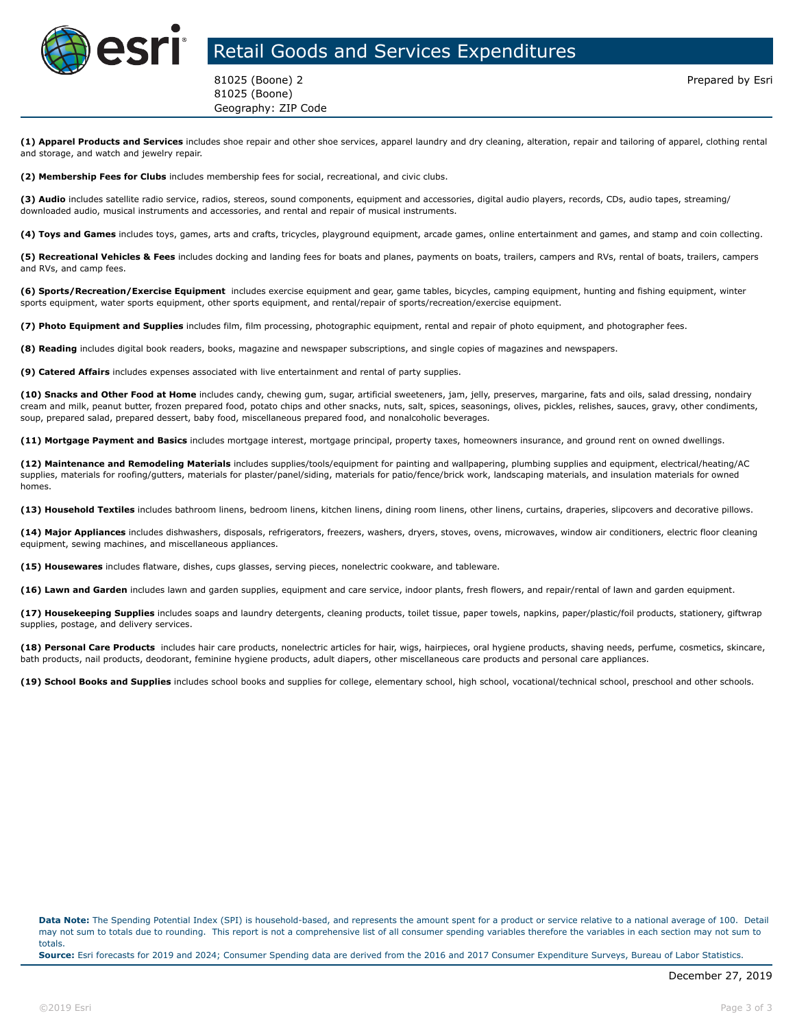# Retail Goods and Services Expenditures

81025 (Boone) 2
81025 (Boone)
Geography: ZIP Code

Prepared by Esri

**(1) Apparel Products and Services** includes shoe repair and other shoe services, apparel laundry and dry cleaning, alteration, repair and tailoring of apparel, clothing rental and storage, and watch and jewelry repair.

**(2) Membership Fees for Clubs** includes membership fees for social, recreational, and civic clubs.

**(3) Audio** includes satellite radio service, radios, stereos, sound components, equipment and accessories, digital audio players, records, CDs, audio tapes, streaming/ downloaded audio, musical instruments and accessories, and rental and repair of musical instruments.

**(4) Toys and Games** includes toys, games, arts and crafts, tricycles, playground equipment, arcade games, online entertainment and games, and stamp and coin collecting.

**(5) Recreational Vehicles & Fees** includes docking and landing fees for boats and planes, payments on boats, trailers, campers and RVs, rental of boats, trailers, campers and RVs, and camp fees.

**(6) Sports/Recreation/Exercise Equipment** includes exercise equipment and gear, game tables, bicycles, camping equipment, hunting and fishing equipment, winter sports equipment, water sports equipment, other sports equipment, and rental/repair of sports/recreation/exercise equipment.

**(7) Photo Equipment and Supplies** includes film, film processing, photographic equipment, rental and repair of photo equipment, and photographer fees.

**(8) Reading** includes digital book readers, books, magazine and newspaper subscriptions, and single copies of magazines and newspapers.

**(9) Catered Affairs** includes expenses associated with live entertainment and rental of party supplies.

**(10) Snacks and Other Food at Home** includes candy, chewing gum, sugar, artificial sweeteners, jam, jelly, preserves, margarine, fats and oils, salad dressing, nondairy cream and milk, peanut butter, frozen prepared food, potato chips and other snacks, nuts, salt, spices, seasonings, olives, pickles, relishes, sauces, gravy, other condiments, soup, prepared salad, prepared dessert, baby food, miscellaneous prepared food, and nonalcoholic beverages.

**(11) Mortgage Payment and Basics** includes mortgage interest, mortgage principal, property taxes, homeowners insurance, and ground rent on owned dwellings.

**(12) Maintenance and Remodeling Materials** includes supplies/tools/equipment for painting and wallpapering, plumbing supplies and equipment, electrical/heating/AC supplies, materials for roofing/gutters, materials for plaster/panel/siding, materials for patio/fence/brick work, landscaping materials, and insulation materials for owned homes.

**(13) Household Textiles** includes bathroom linens, bedroom linens, kitchen linens, dining room linens, other linens, curtains, draperies, slipcovers and decorative pillows.

**(14) Major Appliances** includes dishwashers, disposals, refrigerators, freezers, washers, dryers, stoves, ovens, microwaves, window air conditioners, electric floor cleaning equipment, sewing machines, and miscellaneous appliances.

**(15) Housewares** includes flatware, dishes, cups glasses, serving pieces, nonelectric cookware, and tableware.

**(16) Lawn and Garden** includes lawn and garden supplies, equipment and care service, indoor plants, fresh flowers, and repair/rental of lawn and garden equipment.

**(17) Housekeeping Supplies** includes soaps and laundry detergents, cleaning products, toilet tissue, paper towels, napkins, paper/plastic/foil products, stationery, giftwrap supplies, postage, and delivery services.

**(18) Personal Care Products** includes hair care products, nonelectric articles for hair, wigs, hairpieces, oral hygiene products, shaving needs, perfume, cosmetics, skincare, bath products, nail products, deodorant, feminine hygiene products, adult diapers, other miscellaneous care products and personal care appliances.

**(19) School Books and Supplies** includes school books and supplies for college, elementary school, high school, vocational/technical school, preschool and other schools.

**Data Note:** The Spending Potential Index (SPI) is household-based, and represents the amount spent for a product or service relative to a national average of 100. Detail may not sum to totals due to rounding. This report is not a comprehensive list of all consumer spending variables therefore the variables in each section may not sum to totals.
**Source:** Esri forecasts for 2019 and 2024; Consumer Spending data are derived from the 2016 and 2017 Consumer Expenditure Surveys, Bureau of Labor Statistics.

December 27, 2019

©2019 Esri